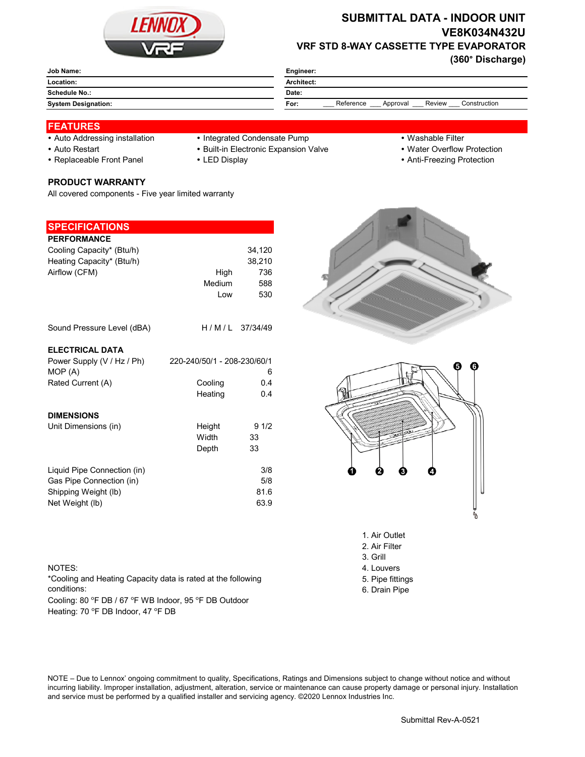# SUBMITTAL DATA - INDOOR UNIT

## VE8K034N432U

## VRF STD 8-WAY CASSETTE TYPE EVAPORATOR (360° Discharge)

| | | | |
|---|---|---|---|
| **Job Name:** | | **Engineer:** | |
| **Location:** | | **Architect:** | |
| **Schedule No.:** | | **Date:** | |
| **System Designation:** | | **For:** | ___ Reference ___ Approval ___ Review ___ Construction |

## FEATURES

- Auto Addressing installation
- Auto Restart
- Replaceable Front Panel
- Integrated Condensate Pump
- Built-in Electronic Expansion Valve
- LED Display
- Washable Filter
- Water Overflow Protection
- Anti-Freezing Protection

### PRODUCT WARRANTY

All covered components - Five year limited warranty

## SPECIFICATIONS

### PERFORMANCE

| | | |
|---|---|---|
| Cooling Capacity* (Btu/h) | | 34,120 |
| Heating Capacity* (Btu/h) | | 38,210 |
| Airflow (CFM) | High | 736 |
| | Medium | 588 |
| | Low | 530 |
| Sound Pressure Level (dBA) | H / M / L | 37/34/49 |

### ELECTRICAL DATA

| | | |
|---|---|---|
| Power Supply (V / Hz / Ph) | | 220-240/50/1 - 208-230/60/1 |
| MOP (A) | | 6 |
| Rated Current (A) | Cooling | 0.4 |
| | Heating | 0.4 |

### DIMENSIONS

| | | |
|---|---|---|
| Unit Dimensions (in) | Height | 9 1/2 |
| | Width | 33 |
| | Depth | 33 |
| Liquid Pipe Connection (in) | | 3/8 |
| Gas Pipe Connection (in) | | 5/8 |
| Shipping Weight (lb) | | 81.6 |
| Net Weight (lb) | | 63.9 |

1. Air Outlet
2. Air Filter
3. Grill
4. Louvers
5. Pipe fittings
6. Drain Pipe

NOTES:

*Cooling and Heating Capacity data is rated at the following conditions:

Cooling: 80 °F DB / 67 °F WB Indoor, 95 °F DB Outdoor

Heating: 70 °F DB Indoor, 47 °F DB

NOTE – Due to Lennox' ongoing commitment to quality, Specifications, Ratings and Dimensions subject to change without notice and without incurring liability. Improper installation, adjustment, alteration, service or maintenance can cause property damage or personal injury. Installation and service must be performed by a qualified installer and servicing agency. ©2020 Lennox Industries Inc.

Submittal Rev-A-0521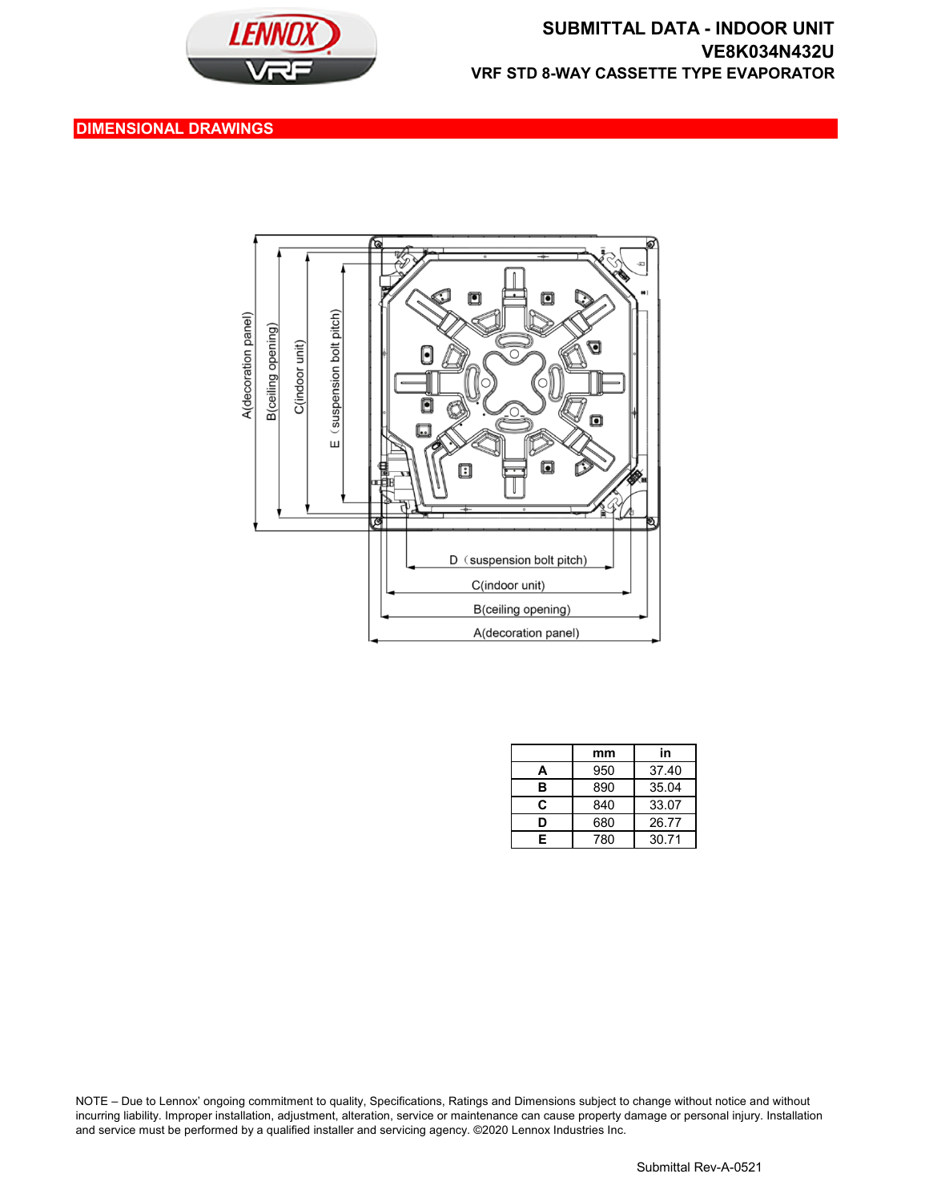# SUBMITTAL DATA - INDOOR UNIT
## VE8K034N432U
### VRF STD 8-WAY CASSETTE TYPE EVAPORATOR

## DIMENSIONAL DRAWINGS

A(decoration panel)
B(ceiling opening)
C(indoor unit)
E（suspension bolt pitch)
D（suspension bolt pitch)
C(indoor unit)
B(ceiling opening)
A(decoration panel)

| | mm | in |
|---|---|---|
| **A** | 950 | 37.40 |
| **B** | 890 | 35.04 |
| **C** | 840 | 33.07 |
| **D** | 680 | 26.77 |
| **E** | 780 | 30.71 |

NOTE – Due to Lennox' ongoing commitment to quality, Specifications, Ratings and Dimensions subject to change without notice and without incurring liability. Improper installation, adjustment, alteration, service or maintenance can cause property damage or personal injury. Installation and service must be performed by a qualified installer and servicing agency. ©2020 Lennox Industries Inc.

Submittal Rev-A-0521